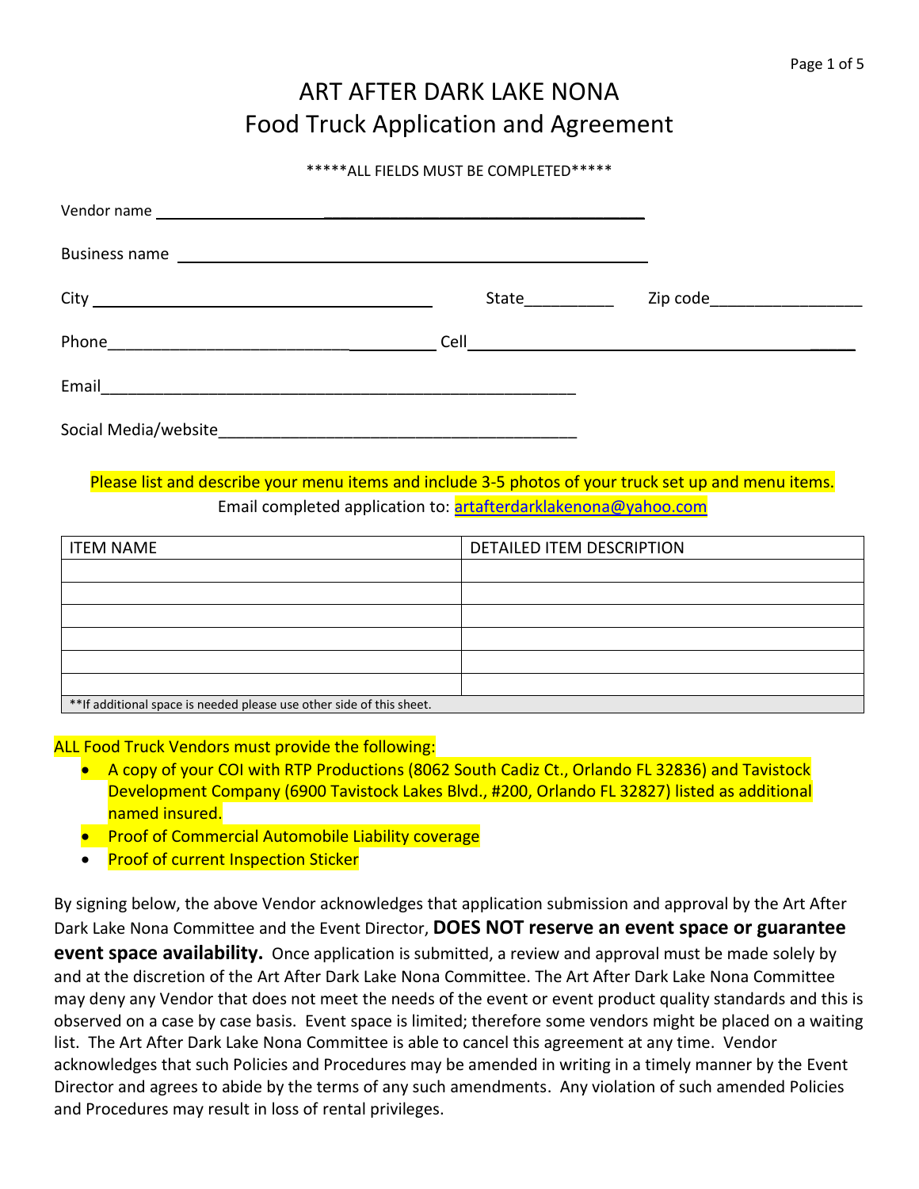# ART AFTER DARK LAKE NONA
## Food Truck Application and Agreement

*****ALL FIELDS MUST BE COMPLETED*****

Vendor name ____________________________________________

Business name ____________________________________________

City ______________________________ State__________ Zip code_________________

Phone_____________________________________ Cell_____________________________________

Email________________________________________________________

Social Media/website________________________________________

Please list and describe your menu items and include 3-5 photos of your truck set up and menu items.

Email completed application to: artafterdarklakenona@yahoo.com

| ITEM NAME | DETAILED ITEM DESCRIPTION |
|---|---|
| | |
| | |
| | |
| | |
| | |
| | |
| **If additional space is needed please use other side of this sheet. | |

ALL Food Truck Vendors must provide the following:

- A copy of your COI with RTP Productions (8062 South Cadiz Ct., Orlando FL 32836) and Tavistock Development Company (6900 Tavistock Lakes Blvd., #200, Orlando FL 32827) listed as additional named insured.
- Proof of Commercial Automobile Liability coverage
- Proof of current Inspection Sticker

By signing below, the above Vendor acknowledges that application submission and approval by the Art After Dark Lake Nona Committee and the Event Director, **DOES NOT reserve an event space or guarantee event space availability.** Once application is submitted, a review and approval must be made solely by and at the discretion of the Art After Dark Lake Nona Committee. The Art After Dark Lake Nona Committee may deny any Vendor that does not meet the needs of the event or event product quality standards and this is observed on a case by case basis. Event space is limited; therefore some vendors might be placed on a waiting list. The Art After Dark Lake Nona Committee is able to cancel this agreement at any time. Vendor acknowledges that such Policies and Procedures may be amended in writing in a timely manner by the Event Director and agrees to abide by the terms of any such amendments. Any violation of such amended Policies and Procedures may result in loss of rental privileges.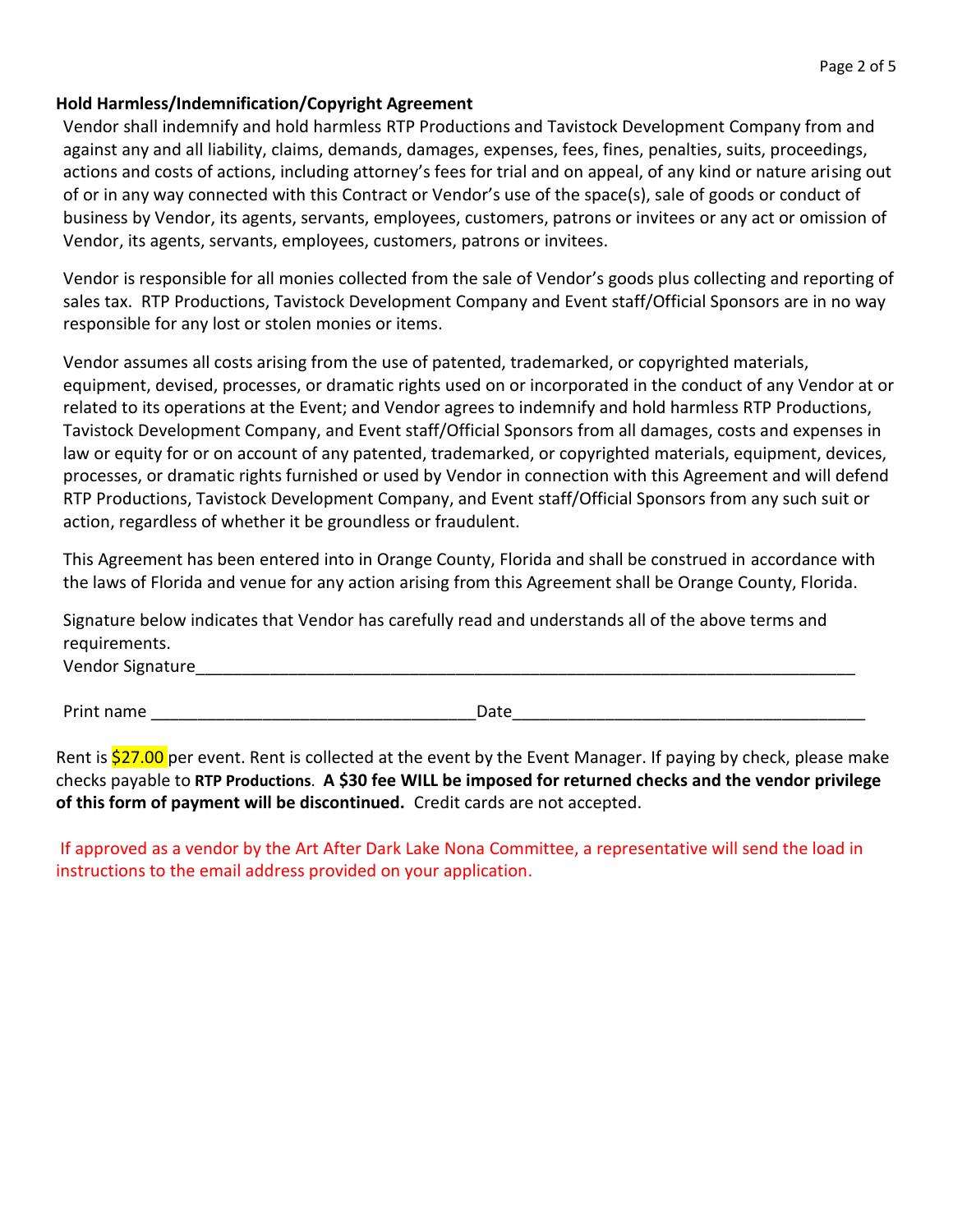**Hold Harmless/Indemnification/Copyright Agreement**

Vendor shall indemnify and hold harmless RTP Productions and Tavistock Development Company from and against any and all liability, claims, demands, damages, expenses, fees, fines, penalties, suits, proceedings, actions and costs of actions, including attorney's fees for trial and on appeal, of any kind or nature arising out of or in any way connected with this Contract or Vendor's use of the space(s), sale of goods or conduct of business by Vendor, its agents, servants, employees, customers, patrons or invitees or any act or omission of Vendor, its agents, servants, employees, customers, patrons or invitees.

Vendor is responsible for all monies collected from the sale of Vendor's goods plus collecting and reporting of sales tax. RTP Productions, Tavistock Development Company and Event staff/Official Sponsors are in no way responsible for any lost or stolen monies or items.

Vendor assumes all costs arising from the use of patented, trademarked, or copyrighted materials, equipment, devised, processes, or dramatic rights used on or incorporated in the conduct of any Vendor at or related to its operations at the Event; and Vendor agrees to indemnify and hold harmless RTP Productions, Tavistock Development Company, and Event staff/Official Sponsors from all damages, costs and expenses in law or equity for or on account of any patented, trademarked, or copyrighted materials, equipment, devices, processes, or dramatic rights furnished or used by Vendor in connection with this Agreement and will defend RTP Productions, Tavistock Development Company, and Event staff/Official Sponsors from any such suit or action, regardless of whether it be groundless or fraudulent.

This Agreement has been entered into in Orange County, Florida and shall be construed in accordance with the laws of Florida and venue for any action arising from this Agreement shall be Orange County, Florida.

Signature below indicates that Vendor has carefully read and understands all of the above terms and requirements.

Vendor Signature___________________________________________________________________________

Print name __________________________________ Date_____________________________________

Rent is $27.00 per event. Rent is collected at the event by the Event Manager. If paying by check, please make checks payable to **RTP Productions**. **A $30 fee WILL be imposed for returned checks and the vendor privilege of this form of payment will be discontinued.** Credit cards are not accepted.

If approved as a vendor by the Art After Dark Lake Nona Committee, a representative will send the load in instructions to the email address provided on your application.